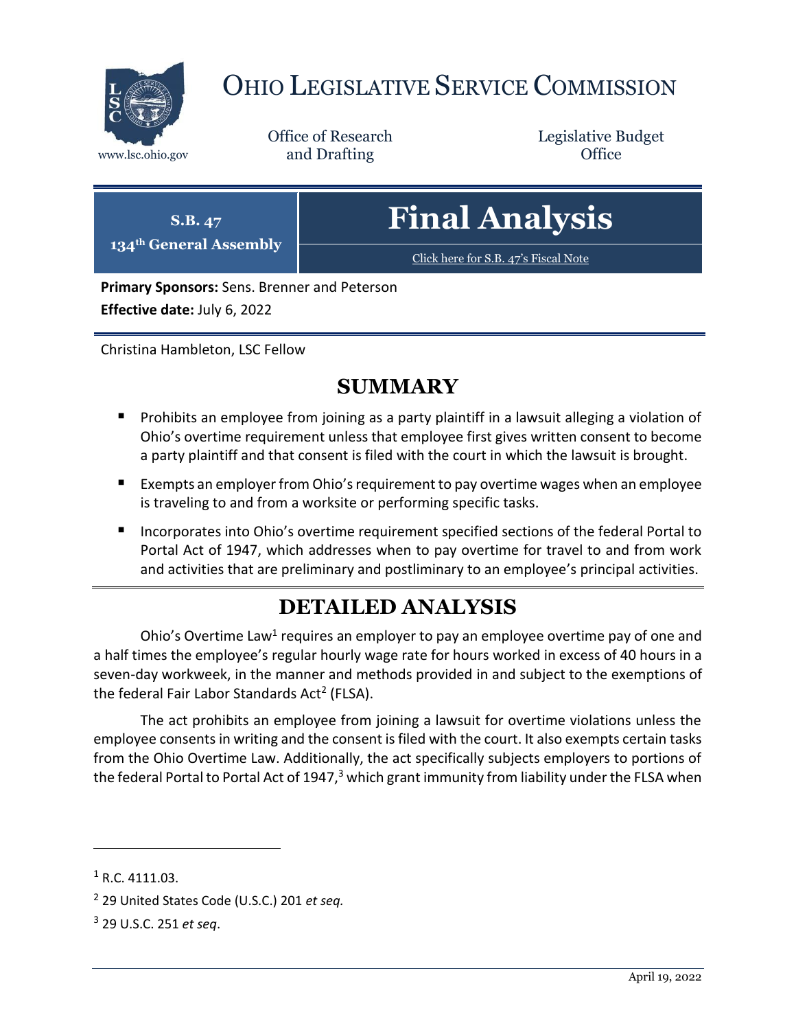# Ohio Legislative Service Commission

www.lsc.ohio.gov

Office of Research and Drafting

Legislative Budget Office

**S.B. 47**
**134th General Assembly**

# Final Analysis

Click here for S.B. 47's Fiscal Note

**Primary Sponsors:** Sens. Brenner and Peterson

**Effective date:** July 6, 2022

Christina Hambleton, LSC Fellow

## SUMMARY

- Prohibits an employee from joining as a party plaintiff in a lawsuit alleging a violation of Ohio's overtime requirement unless that employee first gives written consent to become a party plaintiff and that consent is filed with the court in which the lawsuit is brought.
- Exempts an employer from Ohio's requirement to pay overtime wages when an employee is traveling to and from a worksite or performing specific tasks.
- Incorporates into Ohio's overtime requirement specified sections of the federal Portal to Portal Act of 1947, which addresses when to pay overtime for travel to and from work and activities that are preliminary and postliminary to an employee's principal activities.

## DETAILED ANALYSIS

Ohio's Overtime Law[1] requires an employer to pay an employee overtime pay of one and a half times the employee's regular hourly wage rate for hours worked in excess of 40 hours in a seven-day workweek, in the manner and methods provided in and subject to the exemptions of the federal Fair Labor Standards Act[2] (FLSA).

The act prohibits an employee from joining a lawsuit for overtime violations unless the employee consents in writing and the consent is filed with the court. It also exempts certain tasks from the Ohio Overtime Law. Additionally, the act specifically subjects employers to portions of the federal Portal to Portal Act of 1947,[3] which grant immunity from liability under the FLSA when

---

[1] R.C. 4111.03.

[2] 29 United States Code (U.S.C.) 201 *et seq.*

[3] 29 U.S.C. 251 *et seq*.

April 19, 2022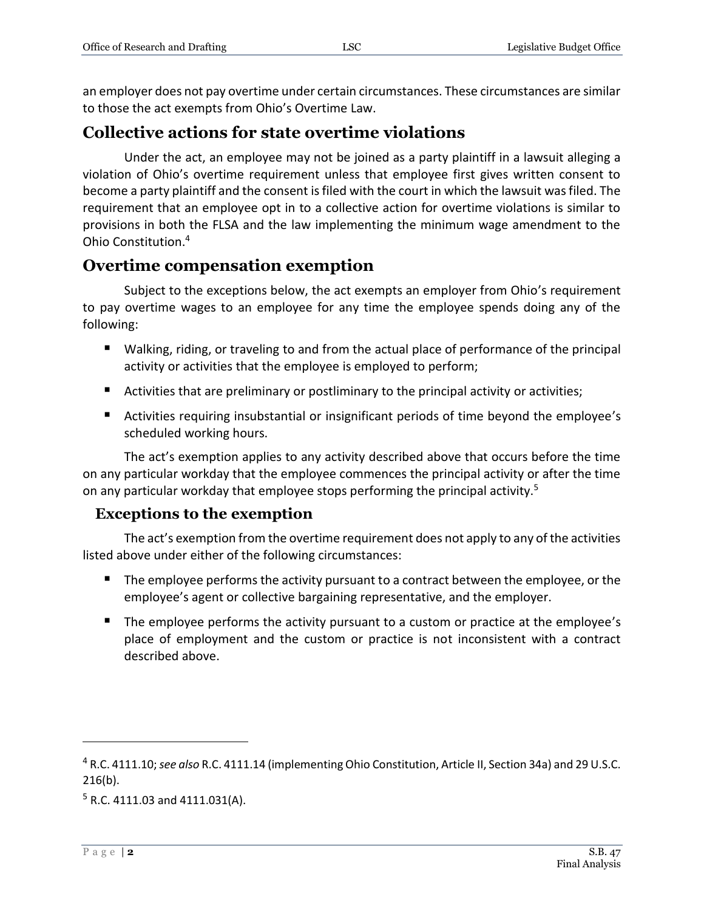an employer does not pay overtime under certain circumstances. These circumstances are similar to those the act exempts from Ohio's Overtime Law.

## Collective actions for state overtime violations

Under the act, an employee may not be joined as a party plaintiff in a lawsuit alleging a violation of Ohio's overtime requirement unless that employee first gives written consent to become a party plaintiff and the consent is filed with the court in which the lawsuit was filed. The requirement that an employee opt in to a collective action for overtime violations is similar to provisions in both the FLSA and the law implementing the minimum wage amendment to the Ohio Constitution.[4]

## Overtime compensation exemption

Subject to the exceptions below, the act exempts an employer from Ohio's requirement to pay overtime wages to an employee for any time the employee spends doing any of the following:

- Walking, riding, or traveling to and from the actual place of performance of the principal activity or activities that the employee is employed to perform;
- Activities that are preliminary or postliminary to the principal activity or activities;
- Activities requiring insubstantial or insignificant periods of time beyond the employee's scheduled working hours.

The act's exemption applies to any activity described above that occurs before the time on any particular workday that the employee commences the principal activity or after the time on any particular workday that employee stops performing the principal activity.[5]

### Exceptions to the exemption

The act's exemption from the overtime requirement does not apply to any of the activities listed above under either of the following circumstances:

- The employee performs the activity pursuant to a contract between the employee, or the employee's agent or collective bargaining representative, and the employer.
- The employee performs the activity pursuant to a custom or practice at the employee's place of employment and the custom or practice is not inconsistent with a contract described above.

---

[4] R.C. 4111.10; *see also* R.C. 4111.14 (implementing Ohio Constitution, Article II, Section 34a) and 29 U.S.C. 216(b).

[5] R.C. 4111.03 and 4111.031(A).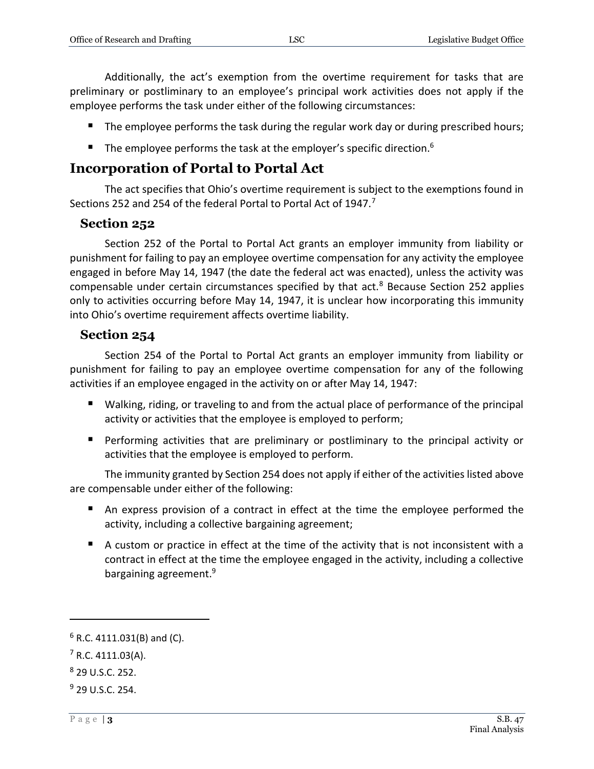Additionally, the act's exemption from the overtime requirement for tasks that are preliminary or postliminary to an employee's principal work activities does not apply if the employee performs the task under either of the following circumstances:

- The employee performs the task during the regular work day or during prescribed hours;
- The employee performs the task at the employer's specific direction.[6]

## Incorporation of Portal to Portal Act

The act specifies that Ohio's overtime requirement is subject to the exemptions found in Sections 252 and 254 of the federal Portal to Portal Act of 1947.[7]

### Section 252

Section 252 of the Portal to Portal Act grants an employer immunity from liability or punishment for failing to pay an employee overtime compensation for any activity the employee engaged in before May 14, 1947 (the date the federal act was enacted), unless the activity was compensable under certain circumstances specified by that act.[8] Because Section 252 applies only to activities occurring before May 14, 1947, it is unclear how incorporating this immunity into Ohio's overtime requirement affects overtime liability.

### Section 254

Section 254 of the Portal to Portal Act grants an employer immunity from liability or punishment for failing to pay an employee overtime compensation for any of the following activities if an employee engaged in the activity on or after May 14, 1947:

- Walking, riding, or traveling to and from the actual place of performance of the principal activity or activities that the employee is employed to perform;
- Performing activities that are preliminary or postliminary to the principal activity or activities that the employee is employed to perform.

The immunity granted by Section 254 does not apply if either of the activities listed above are compensable under either of the following:

- An express provision of a contract in effect at the time the employee performed the activity, including a collective bargaining agreement;
- A custom or practice in effect at the time of the activity that is not inconsistent with a contract in effect at the time the employee engaged in the activity, including a collective bargaining agreement.[9]

---

[6] R.C. 4111.031(B) and (C).

[7] R.C. 4111.03(A).

[8] 29 U.S.C. 252.

[9] 29 U.S.C. 254.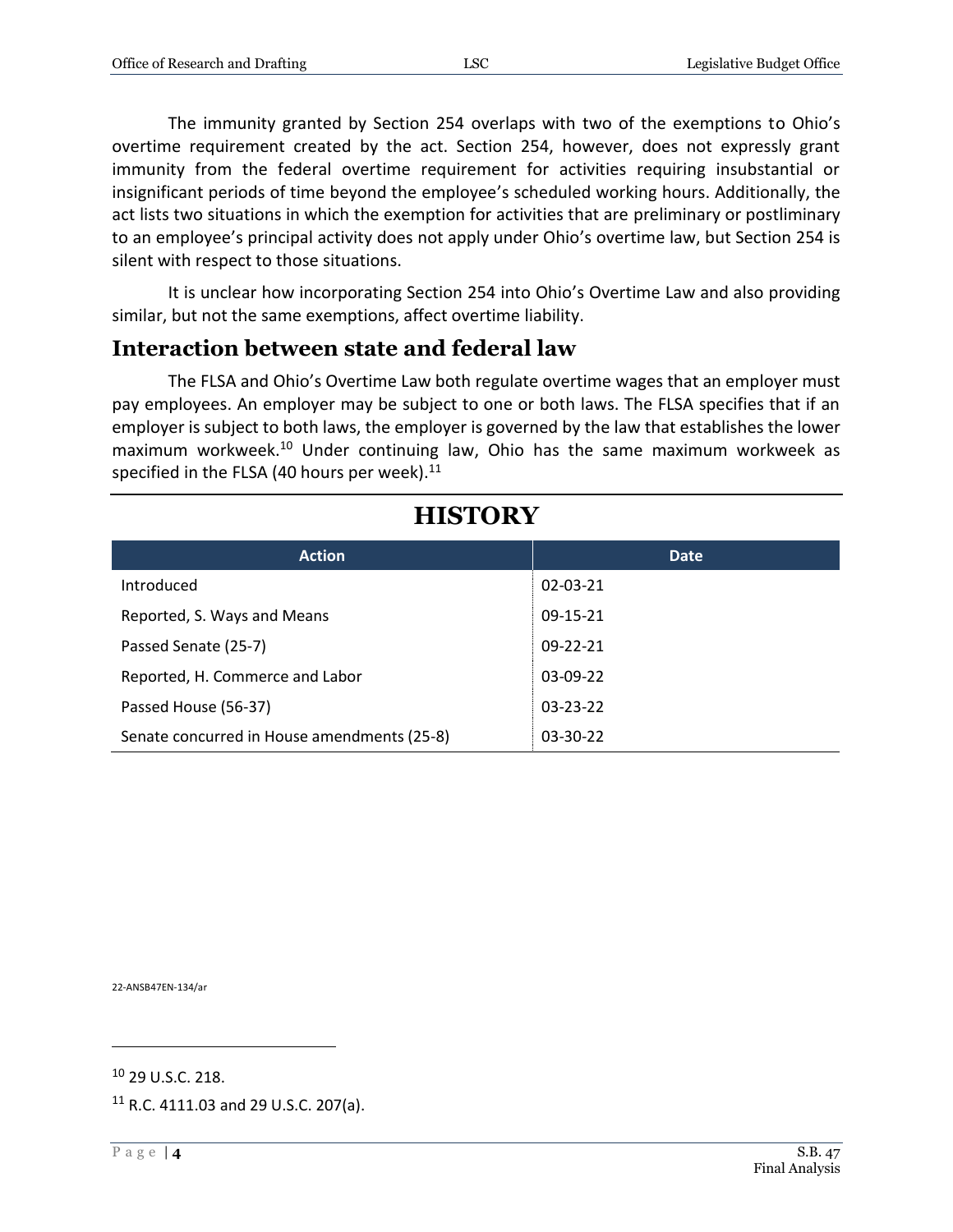The immunity granted by Section 254 overlaps with two of the exemptions to Ohio's overtime requirement created by the act. Section 254, however, does not expressly grant immunity from the federal overtime requirement for activities requiring insubstantial or insignificant periods of time beyond the employee's scheduled working hours. Additionally, the act lists two situations in which the exemption for activities that are preliminary or postliminary to an employee's principal activity does not apply under Ohio's overtime law, but Section 254 is silent with respect to those situations.

It is unclear how incorporating Section 254 into Ohio's Overtime Law and also providing similar, but not the same exemptions, affect overtime liability.

## Interaction between state and federal law

The FLSA and Ohio's Overtime Law both regulate overtime wages that an employer must pay employees. An employer may be subject to one or both laws. The FLSA specifies that if an employer is subject to both laws, the employer is governed by the law that establishes the lower maximum workweek.[10] Under continuing law, Ohio has the same maximum workweek as specified in the FLSA (40 hours per week).[11]

# HISTORY

| Action | Date |
|---|---|
| Introduced | 02-03-21 |
| Reported, S. Ways and Means | 09-15-21 |
| Passed Senate (25-7) | 09-22-21 |
| Reported, H. Commerce and Labor | 03-09-22 |
| Passed House (56-37) | 03-23-22 |
| Senate concurred in House amendments (25-8) | 03-30-22 |

22-ANSB47EN-134/ar

[10] 29 U.S.C. 218.

[11] R.C. 4111.03 and 29 U.S.C. 207(a).